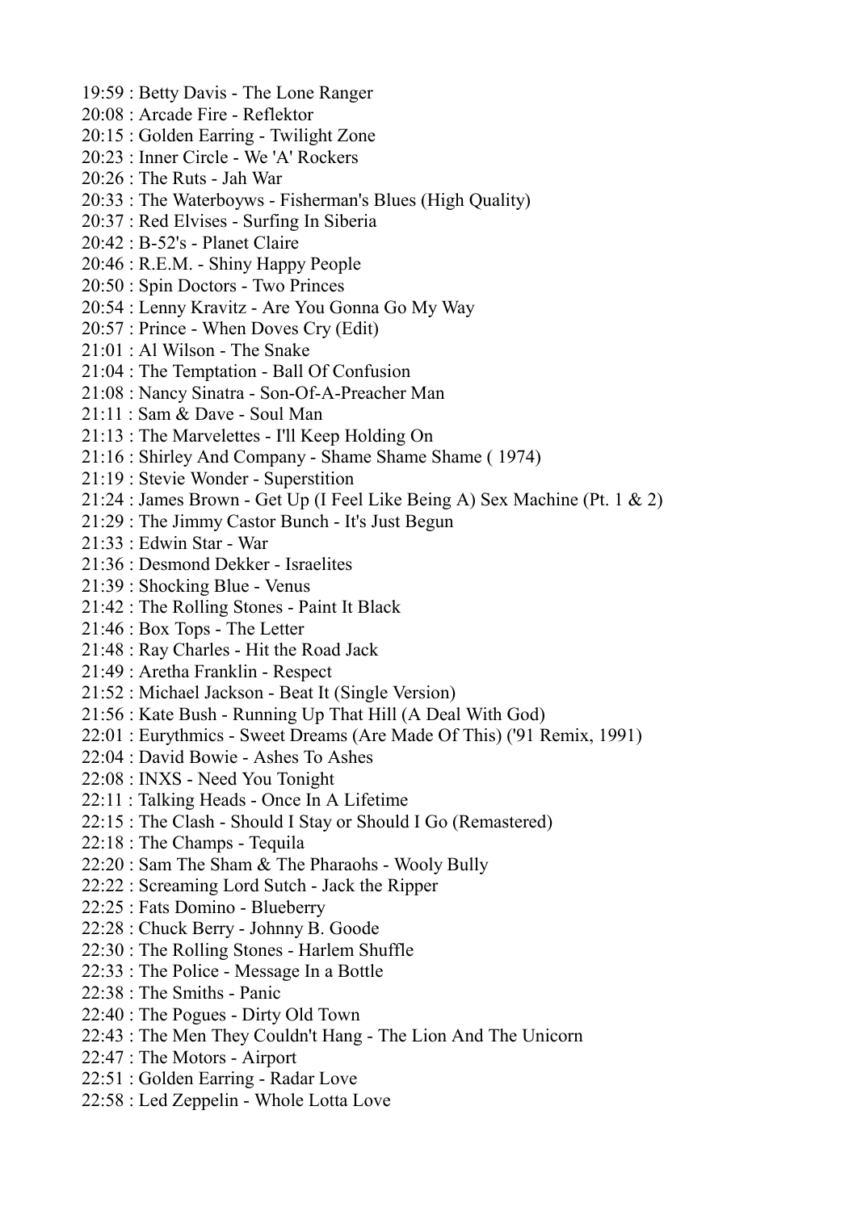19:59 : Betty Davis - The Lone Ranger
20:08 : Arcade Fire - Reflektor
20:15 : Golden Earring - Twilight Zone
20:23 : Inner Circle - We 'A' Rockers
20:26 : The Ruts - Jah War
20:33 : The Waterboyws - Fisherman's Blues (High Quality)
20:37 : Red Elvises - Surfing In Siberia
20:42 : B-52's - Planet Claire
20:46 : R.E.M. - Shiny Happy People
20:50 : Spin Doctors - Two Princes
20:54 : Lenny Kravitz - Are You Gonna Go My Way
20:57 : Prince - When Doves Cry (Edit)
21:01 : Al Wilson - The Snake
21:04 : The Temptation - Ball Of Confusion
21:08 : Nancy Sinatra - Son-Of-A-Preacher Man
21:11 : Sam & Dave - Soul Man
21:13 : The Marvelettes - I'll Keep Holding On
21:16 : Shirley And Company - Shame Shame Shame ( 1974)
21:19 : Stevie Wonder - Superstition
21:24 : James Brown - Get Up (I Feel Like Being A) Sex Machine (Pt. 1 & 2)
21:29 : The Jimmy Castor Bunch - It's Just Begun
21:33 : Edwin Star - War
21:36 : Desmond Dekker - Israelites
21:39 : Shocking Blue - Venus
21:42 : The Rolling Stones - Paint It Black
21:46 : Box Tops - The Letter
21:48 : Ray Charles - Hit the Road Jack
21:49 : Aretha Franklin - Respect
21:52 : Michael Jackson - Beat It (Single Version)
21:56 : Kate Bush - Running Up That Hill (A Deal With God)
22:01 : Eurythmics - Sweet Dreams (Are Made Of This) ('91 Remix, 1991)
22:04 : David Bowie - Ashes To Ashes
22:08 : INXS - Need You Tonight
22:11 : Talking Heads - Once In A Lifetime
22:15 : The Clash - Should I Stay or Should I Go (Remastered)
22:18 : The Champs - Tequila
22:20 : Sam The Sham & The Pharaohs - Wooly Bully
22:22 : Screaming Lord Sutch - Jack the Ripper
22:25 : Fats Domino - Blueberry
22:28 : Chuck Berry - Johnny B. Goode
22:30 : The Rolling Stones - Harlem Shuffle
22:33 : The Police - Message In a Bottle
22:38 : The Smiths - Panic
22:40 : The Pogues - Dirty Old Town
22:43 : The Men They Couldn't Hang - The Lion And The Unicorn
22:47 : The Motors - Airport
22:51 : Golden Earring - Radar Love
22:58 : Led Zeppelin - Whole Lotta Love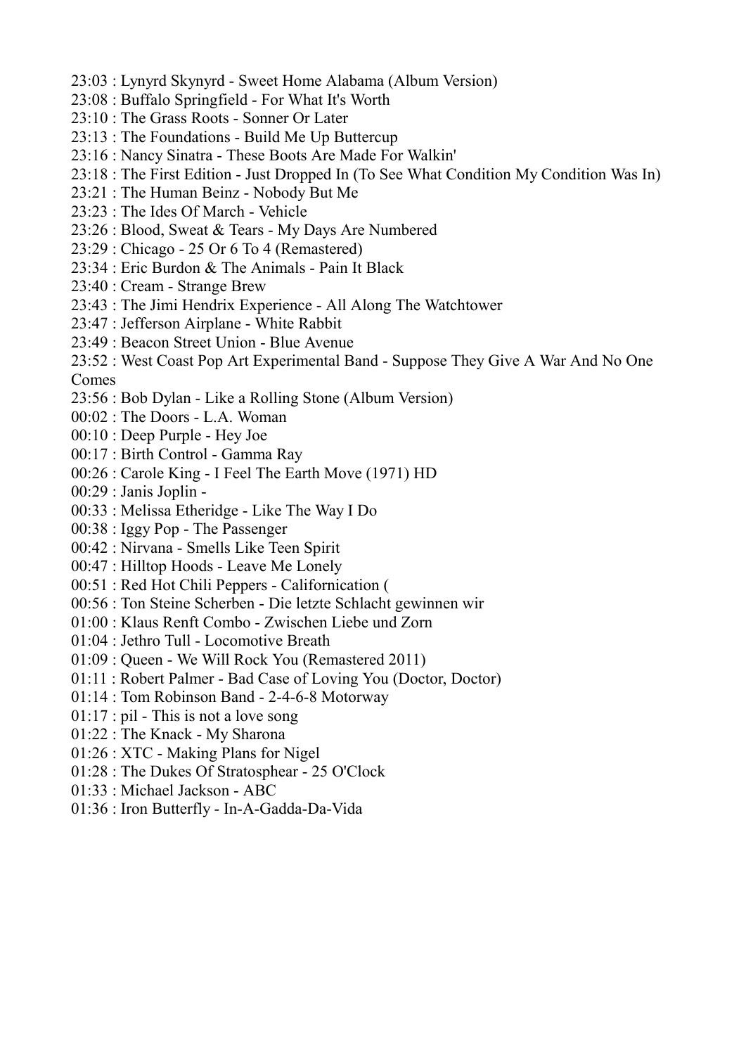23:03 : Lynyrd Skynyrd - Sweet Home Alabama (Album Version)
23:08 : Buffalo Springfield - For What It's Worth
23:10 : The Grass Roots - Sonner Or Later
23:13 : The Foundations - Build Me Up Buttercup
23:16 : Nancy Sinatra - These Boots Are Made For Walkin'
23:18 : The First Edition - Just Dropped In (To See What Condition My Condition Was In)
23:21 : The Human Beinz - Nobody But Me
23:23 : The Ides Of March - Vehicle
23:26 : Blood, Sweat & Tears - My Days Are Numbered
23:29 : Chicago - 25 Or 6 To 4 (Remastered)
23:34 : Eric Burdon & The Animals - Pain It Black
23:40 : Cream - Strange Brew
23:43 : The Jimi Hendrix Experience - All Along The Watchtower
23:47 : Jefferson Airplane - White Rabbit
23:49 : Beacon Street Union - Blue Avenue
23:52 : West Coast Pop Art Experimental Band - Suppose They Give A War And No One Comes
23:56 : Bob Dylan - Like a Rolling Stone (Album Version)
00:02 : The Doors - L.A. Woman
00:10 : Deep Purple - Hey Joe
00:17 : Birth Control - Gamma Ray
00:26 : Carole King - I Feel The Earth Move (1971) HD
00:29 : Janis Joplin -
00:33 : Melissa Etheridge - Like The Way I Do
00:38 : Iggy Pop - The Passenger
00:42 : Nirvana - Smells Like Teen Spirit
00:47 : Hilltop Hoods - Leave Me Lonely
00:51 : Red Hot Chili Peppers - Californication (
00:56 : Ton Steine Scherben - Die letzte Schlacht gewinnen wir
01:00 : Klaus Renft Combo - Zwischen Liebe und Zorn
01:04 : Jethro Tull - Locomotive Breath
01:09 : Queen - We Will Rock You (Remastered 2011)
01:11 : Robert Palmer - Bad Case of Loving You (Doctor, Doctor)
01:14 : Tom Robinson Band - 2-4-6-8 Motorway
01:17 : pil - This is not a love song
01:22 : The Knack - My Sharona
01:26 : XTC - Making Plans for Nigel
01:28 : The Dukes Of Stratosphear - 25 O'Clock
01:33 : Michael Jackson - ABC
01:36 : Iron Butterfly - In-A-Gadda-Da-Vida